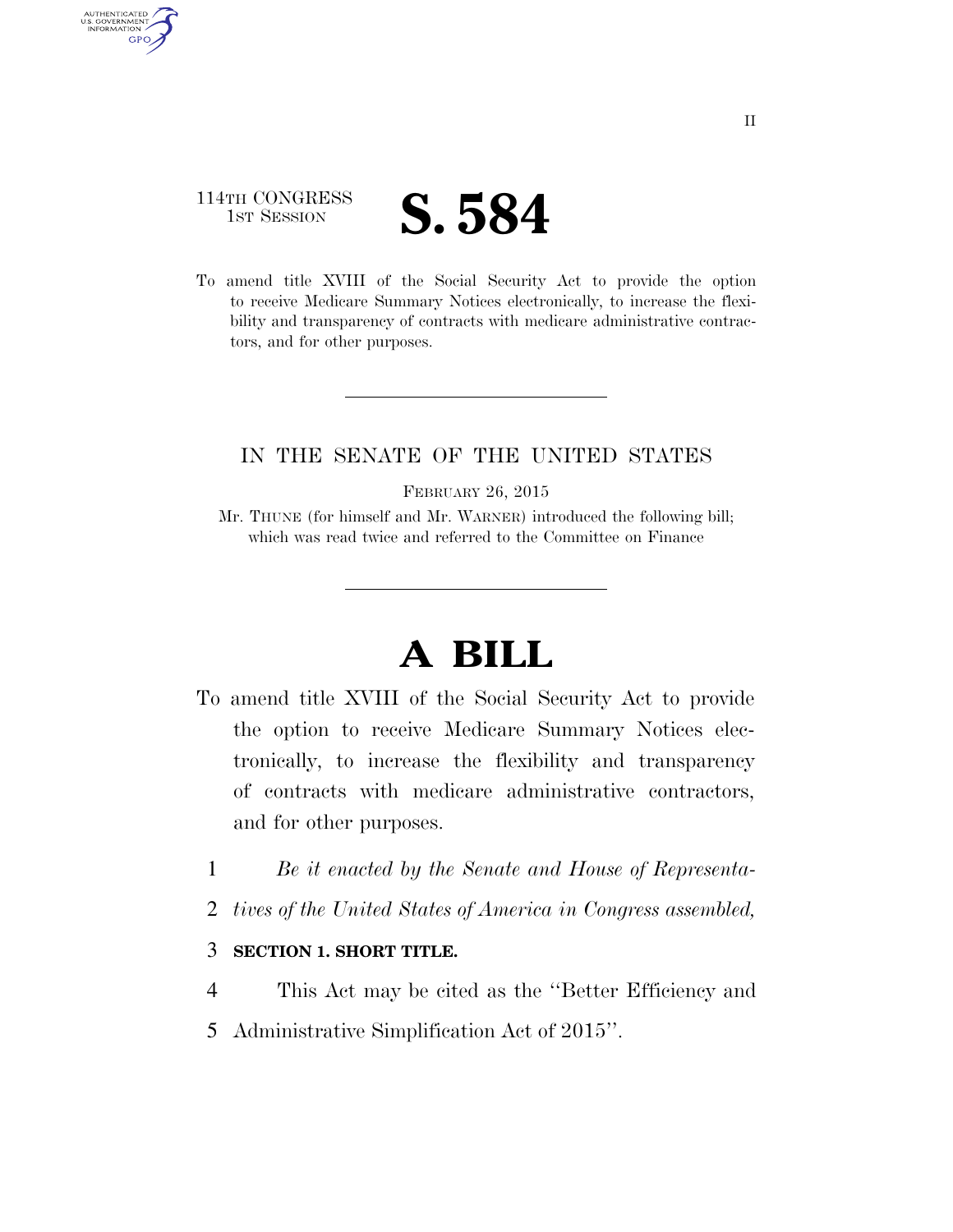114TH CONGRESS
1ST SESSION

# S. 584

To amend title XVIII of the Social Security Act to provide the option to receive Medicare Summary Notices electronically, to increase the flexibility and transparency of contracts with medicare administrative contractors, and for other purposes.

---

IN THE SENATE OF THE UNITED STATES

FEBRUARY 26, 2015

Mr. THUNE (for himself and Mr. WARNER) introduced the following bill; which was read twice and referred to the Committee on Finance

---

# A BILL

To amend title XVIII of the Social Security Act to provide the option to receive Medicare Summary Notices electronically, to increase the flexibility and transparency of contracts with medicare administrative contractors, and for other purposes.

1 *Be it enacted by the Senate and House of Representa-*
2 *tives of the United States of America in Congress assembled,*

3 **SECTION 1. SHORT TITLE.**

4 This Act may be cited as the ''Better Efficiency and
5 Administrative Simplification Act of 2015''.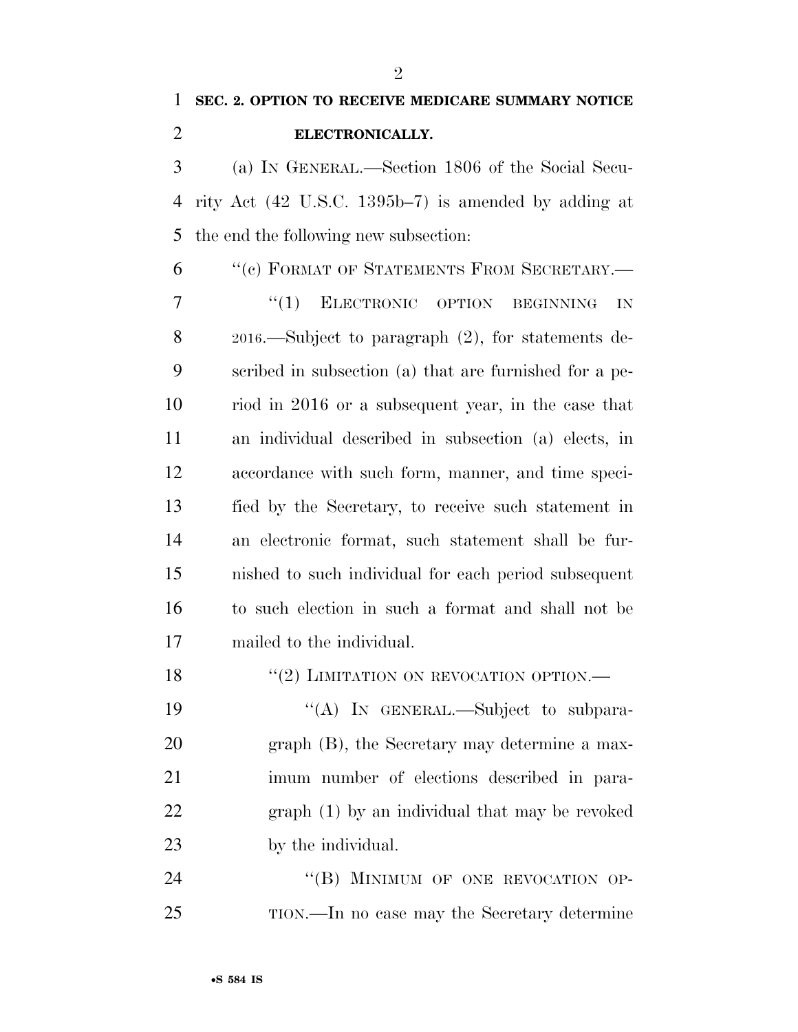**SEC. 2. OPTION TO RECEIVE MEDICARE SUMMARY NOTICE ELECTRONICALLY.**

(a) IN GENERAL.—Section 1806 of the Social Security Act (42 U.S.C. 1395b–7) is amended by adding at the end the following new subsection:

"(c) FORMAT OF STATEMENTS FROM SECRETARY.—

"(1) ELECTRONIC OPTION BEGINNING IN 2016.—Subject to paragraph (2), for statements described in subsection (a) that are furnished for a period in 2016 or a subsequent year, in the case that an individual described in subsection (a) elects, in accordance with such form, manner, and time specified by the Secretary, to receive such statement in an electronic format, such statement shall be furnished to such individual for each period subsequent to such election in such a format and shall not be mailed to the individual.

"(2) LIMITATION ON REVOCATION OPTION.—

"(A) IN GENERAL.—Subject to subparagraph (B), the Secretary may determine a maximum number of elections described in paragraph (1) by an individual that may be revoked by the individual.

"(B) MINIMUM OF ONE REVOCATION OPTION.—In no case may the Secretary determine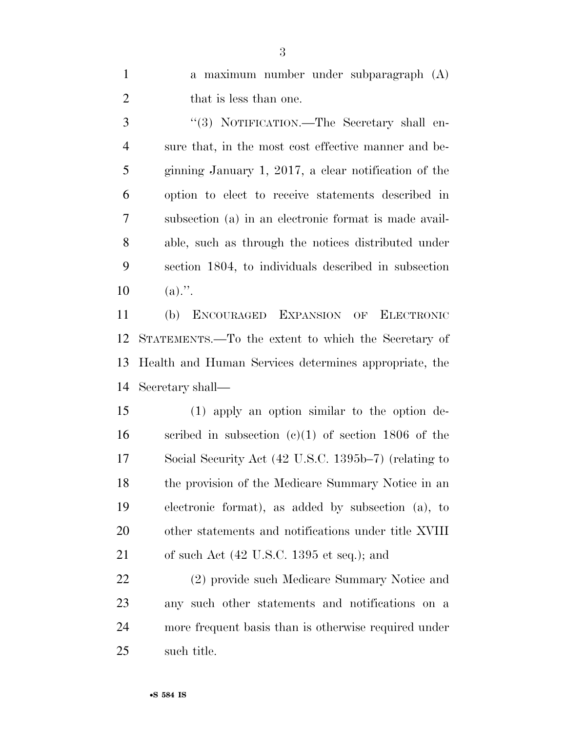a maximum number under subparagraph (A) that is less than one.

"(3) NOTIFICATION.—The Secretary shall ensure that, in the most cost effective manner and beginning January 1, 2017, a clear notification of the option to elect to receive statements described in subsection (a) in an electronic format is made available, such as through the notices distributed under section 1804, to individuals described in subsection (a).".

(b) ENCOURAGED EXPANSION OF ELECTRONIC STATEMENTS.—To the extent to which the Secretary of Health and Human Services determines appropriate, the Secretary shall—

(1) apply an option similar to the option described in subsection (c)(1) of section 1806 of the Social Security Act (42 U.S.C. 1395b–7) (relating to the provision of the Medicare Summary Notice in an electronic format), as added by subsection (a), to other statements and notifications under title XVIII of such Act (42 U.S.C. 1395 et seq.); and

(2) provide such Medicare Summary Notice and any such other statements and notifications on a more frequent basis than is otherwise required under such title.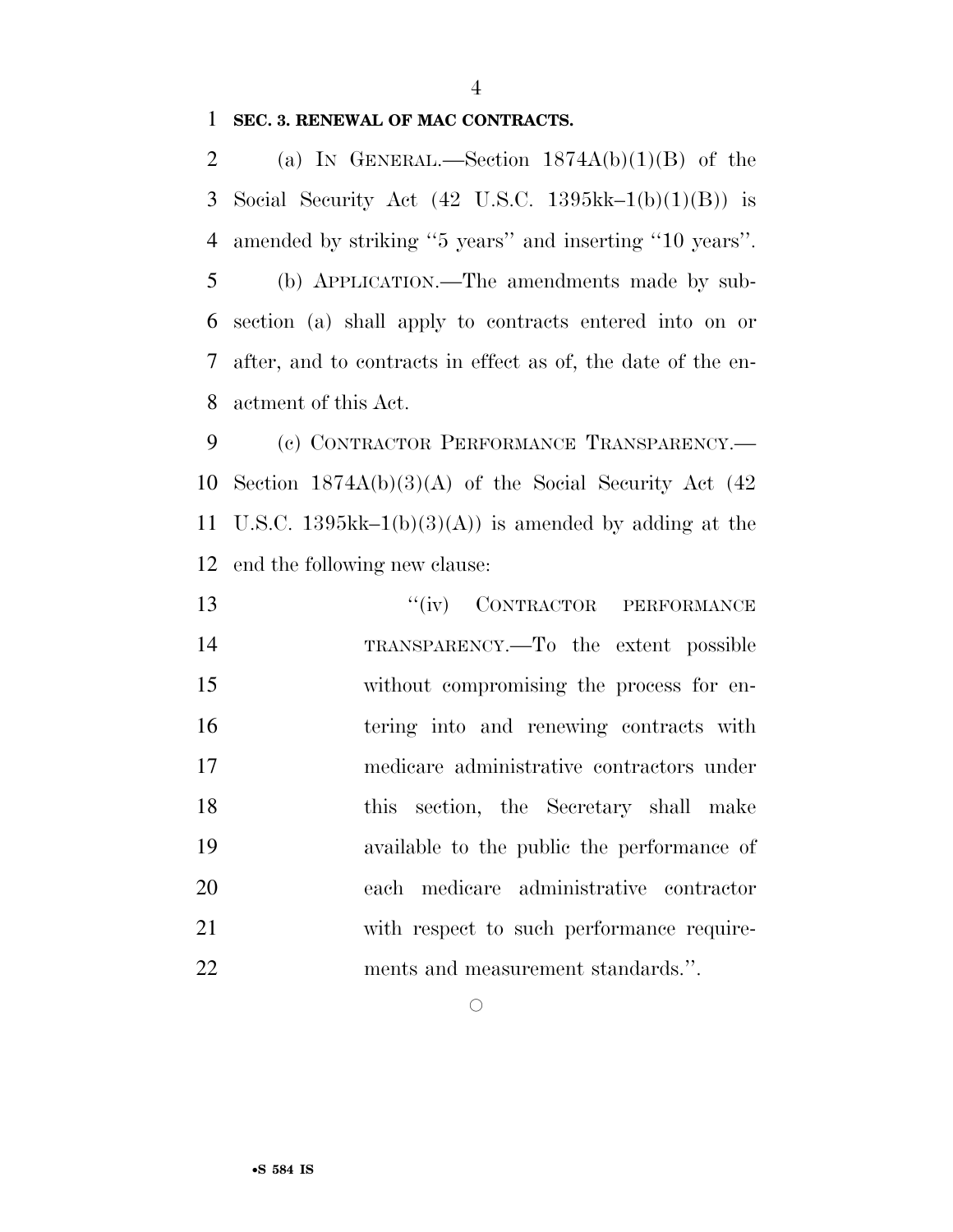**SEC. 3. RENEWAL OF MAC CONTRACTS.**

(a) IN GENERAL.—Section 1874A(b)(1)(B) of the Social Security Act (42 U.S.C. 1395kk–1(b)(1)(B)) is amended by striking ''5 years'' and inserting ''10 years''.

(b) APPLICATION.—The amendments made by subsection (a) shall apply to contracts entered into on or after, and to contracts in effect as of, the date of the enactment of this Act.

(c) CONTRACTOR PERFORMANCE TRANSPARENCY.—Section 1874A(b)(3)(A) of the Social Security Act (42 U.S.C. 1395kk–1(b)(3)(A)) is amended by adding at the end the following new clause:

> ''(iv) CONTRACTOR PERFORMANCE TRANSPARENCY.—To the extent possible without compromising the process for entering into and renewing contracts with medicare administrative contractors under this section, the Secretary shall make available to the public the performance of each medicare administrative contractor with respect to such performance requirements and measurement standards.''.

○